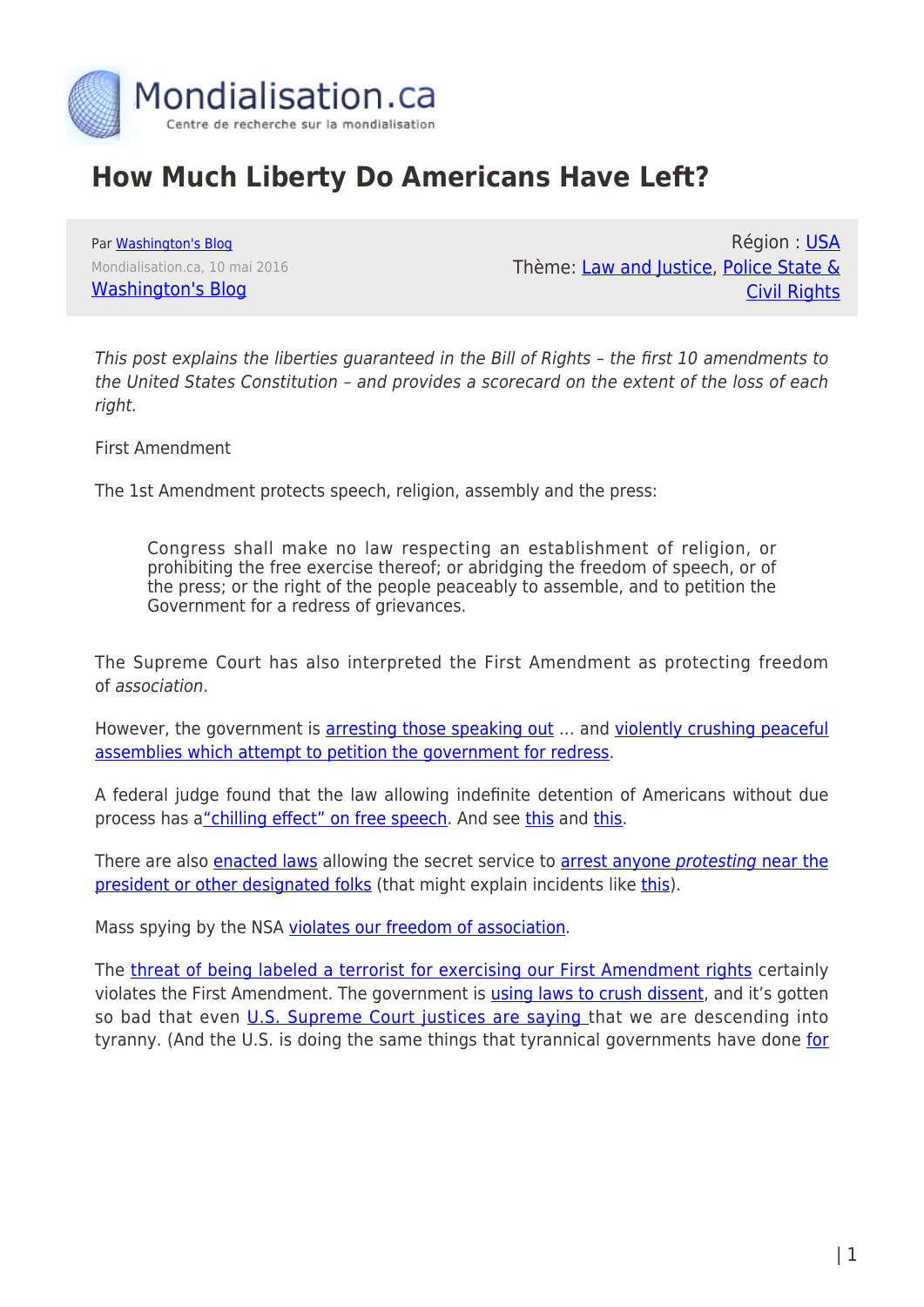Mondialisation.ca

Centre de recherche sur la mondialisation

# How Much Liberty Do Americans Have Left?

Par Washington's Blog

Mondialisation.ca, 10 mai 2016

Washington's Blog

Région : USA

Thème: Law and Justice, Police State & Civil Rights

*This post explains the liberties guaranteed in the Bill of Rights – the first 10 amendments to the United States Constitution – and provides a scorecard on the extent of the loss of each right.*

First Amendment

The 1st Amendment protects speech, religion, assembly and the press:

> Congress shall make no law respecting an establishment of religion, or prohibiting the free exercise thereof; or abridging the freedom of speech, or of the press; or the right of the people peaceably to assemble, and to petition the Government for a redress of grievances.

The Supreme Court has also interpreted the First Amendment as protecting freedom of *association*.

However, the government is arresting those speaking out … and violently crushing peaceful assemblies which attempt to petition the government for redress.

A federal judge found that the law allowing indefinite detention of Americans without due process has a "chilling effect" on free speech. And see this and this.

There are also enacted laws allowing the secret service to arrest anyone *protesting* near the president or other designated folks (that might explain incidents like this).

Mass spying by the NSA violates our freedom of association.

The threat of being labeled a terrorist for exercising our First Amendment rights certainly violates the First Amendment. The government is using laws to crush dissent, and it's gotten so bad that even U.S. Supreme Court justices are saying that we are descending into tyranny. (And the U.S. is doing the same things that tyrannical governments have done for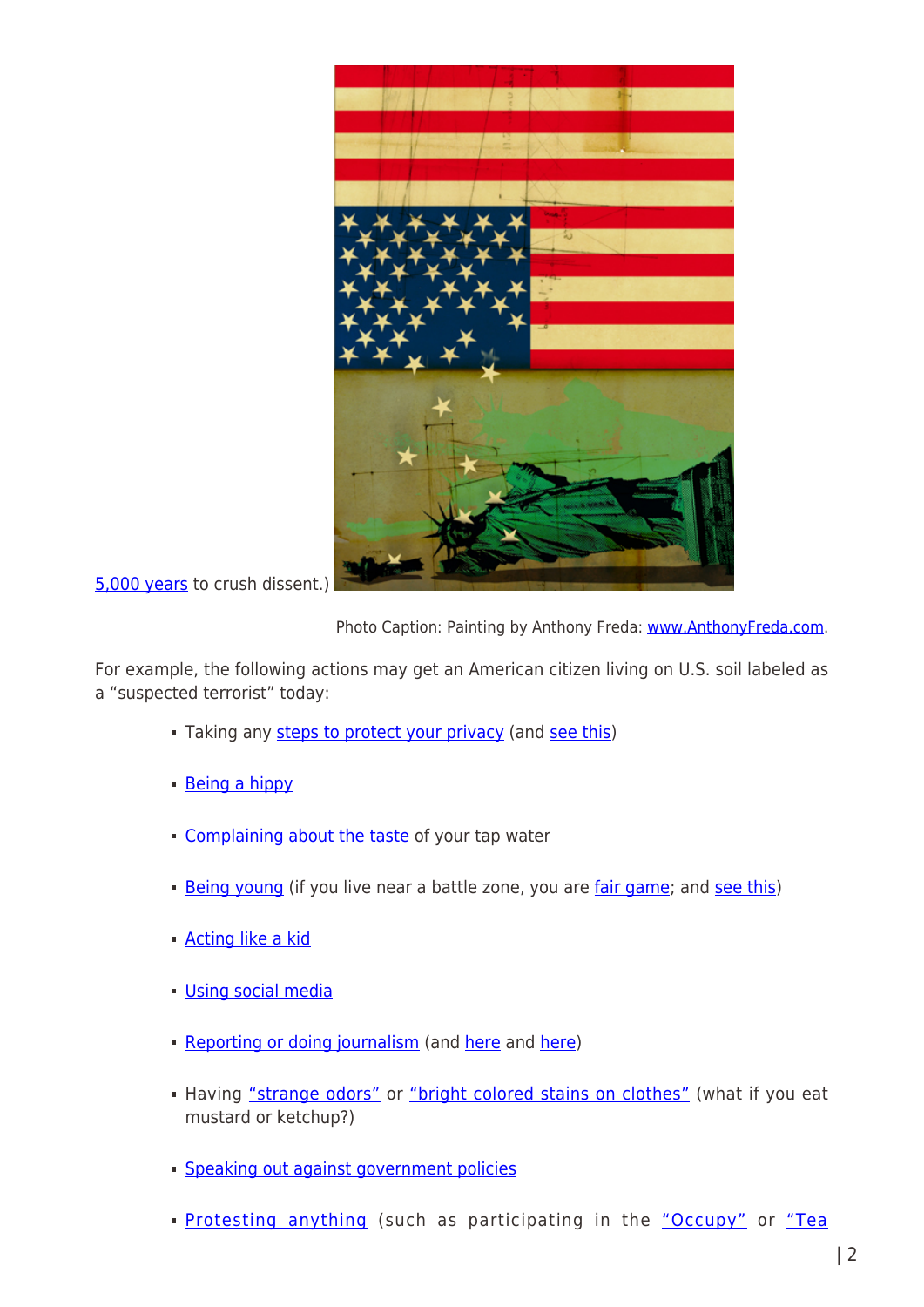5,000 years to crush dissent.)

Photo Caption: Painting by Anthony Freda: www.AnthonyFreda.com.

For example, the following actions may get an American citizen living on U.S. soil labeled as a "suspected terrorist" today:

- Taking any steps to protect your privacy (and see this)
- Being a hippy
- Complaining about the taste of your tap water
- Being young (if you live near a battle zone, you are fair game; and see this)
- Acting like a kid
- Using social media
- Reporting or doing journalism (and here and here)
- Having "strange odors" or "bright colored stains on clothes" (what if you eat mustard or ketchup?)
- Speaking out against government policies
- Protesting anything (such as participating in the "Occupy" or "Tea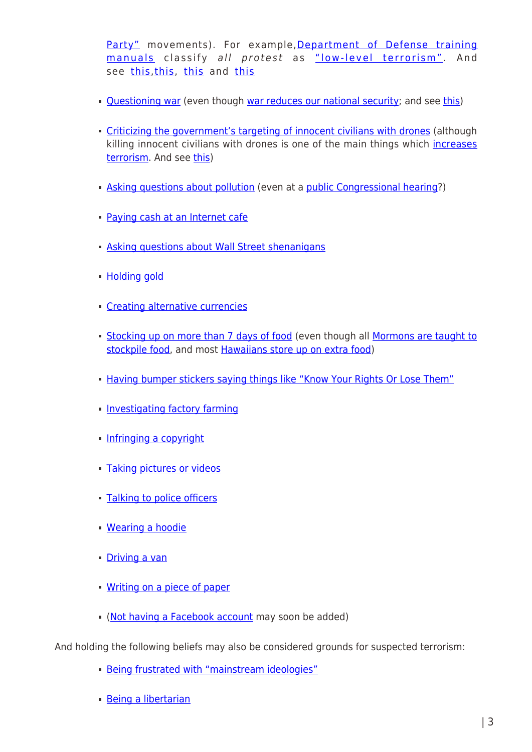Party" movements). For example, Department of Defense training manuals classify *all protest* as "low-level terrorism". And see this, this, this and this

- Questioning war (even though war reduces our national security; and see this)
- Criticizing the government's targeting of innocent civilians with drones (although killing innocent civilians with drones is one of the main things which increases terrorism. And see this)
- Asking questions about pollution (even at a public Congressional hearing?)
- Paying cash at an Internet cafe
- Asking questions about Wall Street shenanigans
- Holding gold
- Creating alternative currencies
- Stocking up on more than 7 days of food (even though all Mormons are taught to stockpile food, and most Hawaiians store up on extra food)
- Having bumper stickers saying things like "Know Your Rights Or Lose Them"
- Investigating factory farming
- Infringing a copyright
- Taking pictures or videos
- Talking to police officers
- Wearing a hoodie
- Driving a van
- Writing on a piece of paper
- (Not having a Facebook account may soon be added)

And holding the following beliefs may also be considered grounds for suspected terrorism:

- Being frustrated with "mainstream ideologies"
- Being a libertarian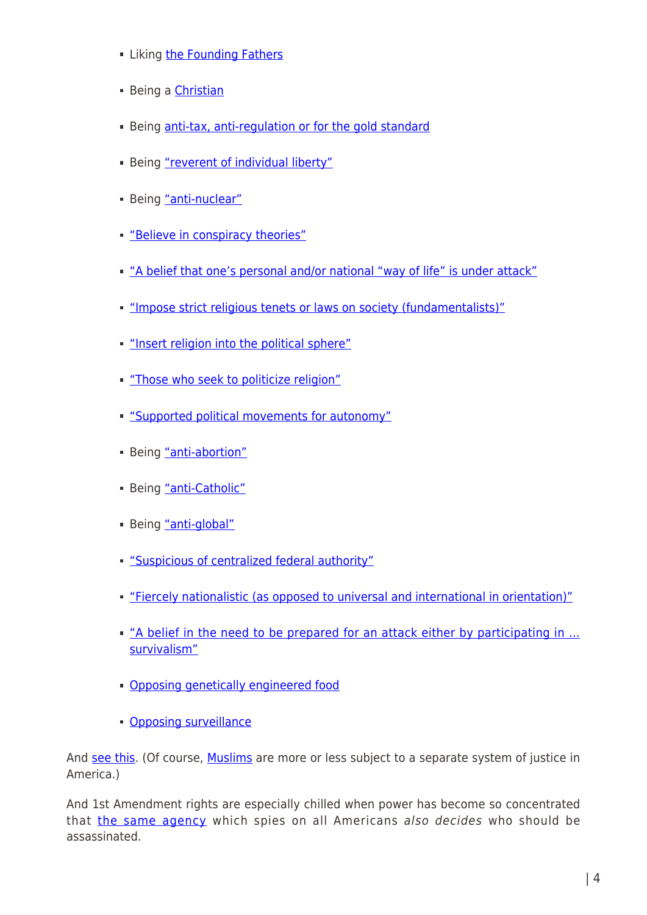- Liking the Founding Fathers
- Being a Christian
- Being anti-tax, anti-regulation or for the gold standard
- Being "reverent of individual liberty"
- Being "anti-nuclear"
- "Believe in conspiracy theories"
- "A belief that one's personal and/or national "way of life" is under attack"
- "Impose strict religious tenets or laws on society (fundamentalists)"
- "Insert religion into the political sphere"
- "Those who seek to politicize religion"
- "Supported political movements for autonomy"
- Being "anti-abortion"
- Being "anti-Catholic"
- Being "anti-global"
- "Suspicious of centralized federal authority"
- "Fiercely nationalistic (as opposed to universal and international in orientation)"
- "A belief in the need to be prepared for an attack either by participating in … survivalism"
- Opposing genetically engineered food
- Opposing surveillance

And see this. (Of course, Muslims are more or less subject to a separate system of justice in America.)

And 1st Amendment rights are especially chilled when power has become so concentrated that the same agency which spies on all Americans *also decides* who should be assassinated.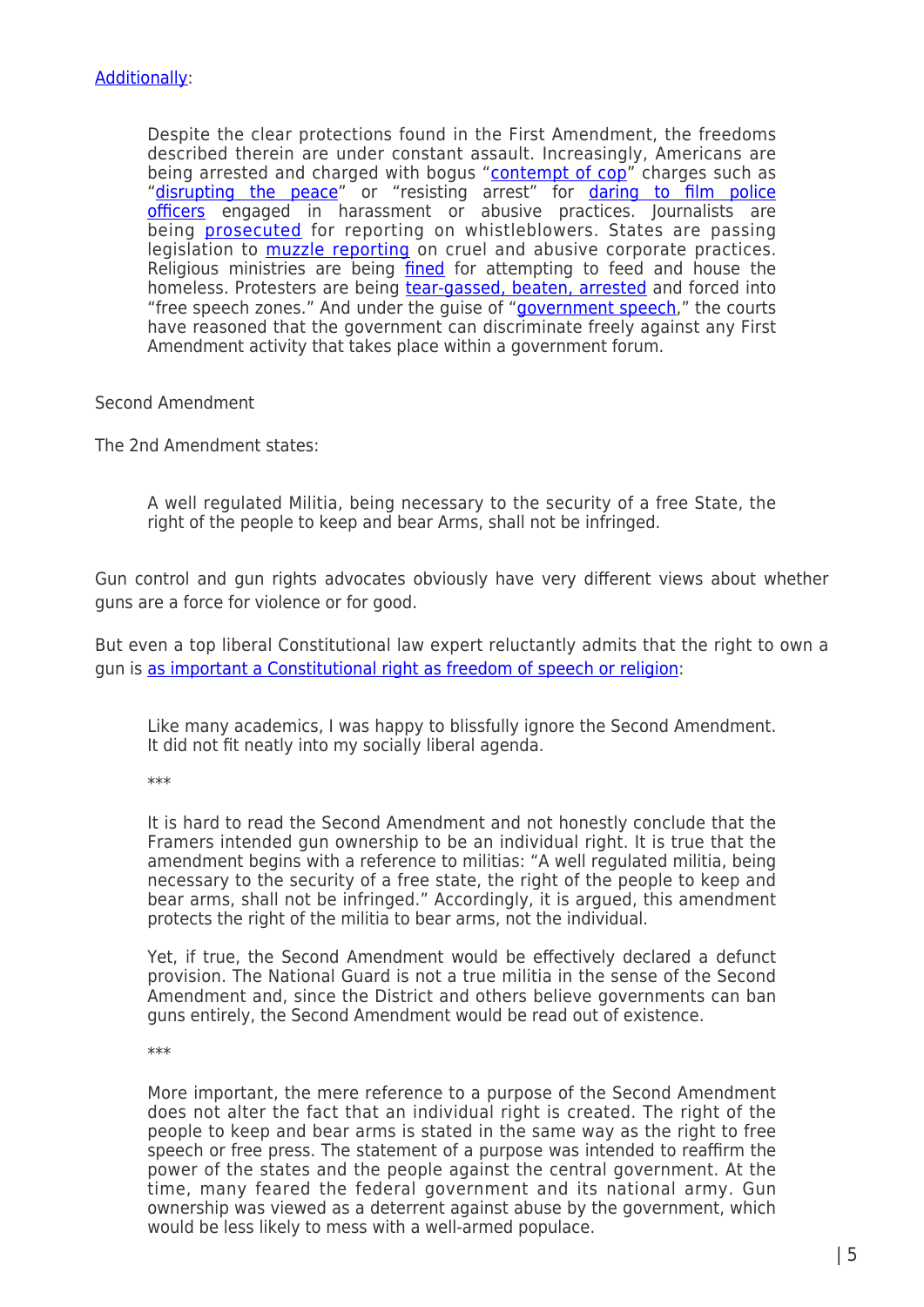Additionally:

> Despite the clear protections found in the First Amendment, the freedoms described therein are under constant assault. Increasingly, Americans are being arrested and charged with bogus "contempt of cop" charges such as "disrupting the peace" or "resisting arrest" for daring to film police officers engaged in harassment or abusive practices. Journalists are being prosecuted for reporting on whistleblowers. States are passing legislation to muzzle reporting on cruel and abusive corporate practices. Religious ministries are being fined for attempting to feed and house the homeless. Protesters are being tear-gassed, beaten, arrested and forced into "free speech zones." And under the guise of "government speech," the courts have reasoned that the government can discriminate freely against any First Amendment activity that takes place within a government forum.

Second Amendment

The 2nd Amendment states:

> A well regulated Militia, being necessary to the security of a free State, the right of the people to keep and bear Arms, shall not be infringed.

Gun control and gun rights advocates obviously have very different views about whether guns are a force for violence or for good.

But even a top liberal Constitutional law expert reluctantly admits that the right to own a gun is as important a Constitutional right as freedom of speech or religion:

> Like many academics, I was happy to blissfully ignore the Second Amendment. It did not fit neatly into my socially liberal agenda.
>
> ***
>
> It is hard to read the Second Amendment and not honestly conclude that the Framers intended gun ownership to be an individual right. It is true that the amendment begins with a reference to militias: "A well regulated militia, being necessary to the security of a free state, the right of the people to keep and bear arms, shall not be infringed." Accordingly, it is argued, this amendment protects the right of the militia to bear arms, not the individual.
>
> Yet, if true, the Second Amendment would be effectively declared a defunct provision. The National Guard is not a true militia in the sense of the Second Amendment and, since the District and others believe governments can ban guns entirely, the Second Amendment would be read out of existence.
>
> ***
>
> More important, the mere reference to a purpose of the Second Amendment does not alter the fact that an individual right is created. The right of the people to keep and bear arms is stated in the same way as the right to free speech or free press. The statement of a purpose was intended to reaffirm the power of the states and the people against the central government. At the time, many feared the federal government and its national army. Gun ownership was viewed as a deterrent against abuse by the government, which would be less likely to mess with a well-armed populace.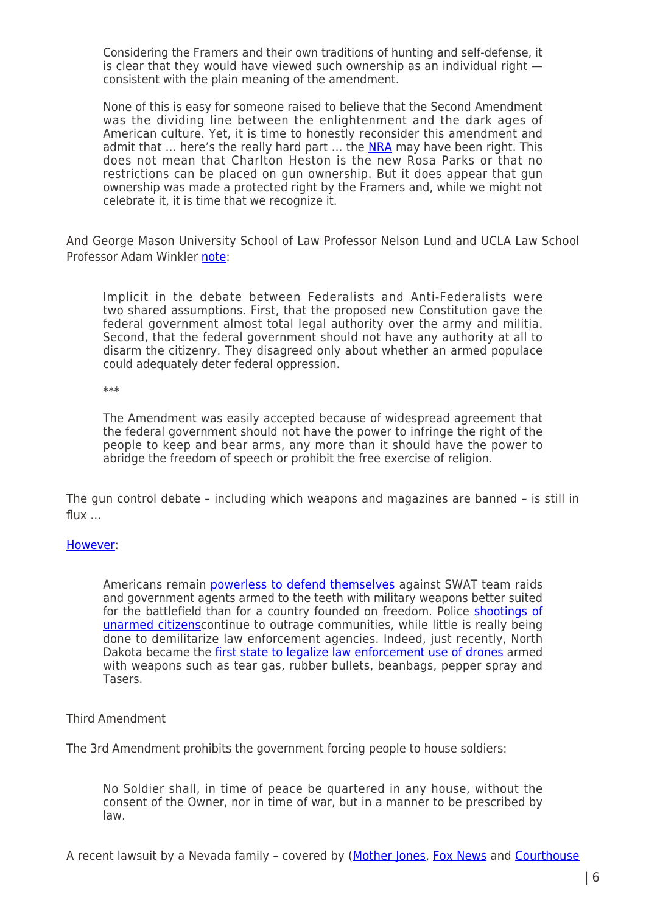> Considering the Framers and their own traditions of hunting and self-defense, it is clear that they would have viewed such ownership as an individual right — consistent with the plain meaning of the amendment.
>
> None of this is easy for someone raised to believe that the Second Amendment was the dividing line between the enlightenment and the dark ages of American culture. Yet, it is time to honestly reconsider this amendment and admit that … here's the really hard part … the NRA may have been right. This does not mean that Charlton Heston is the new Rosa Parks or that no restrictions can be placed on gun ownership. But it does appear that gun ownership was made a protected right by the Framers and, while we might not celebrate it, it is time that we recognize it.

And George Mason University School of Law Professor Nelson Lund and UCLA Law School Professor Adam Winkler note:

> Implicit in the debate between Federalists and Anti-Federalists were two shared assumptions. First, that the proposed new Constitution gave the federal government almost total legal authority over the army and militia. Second, that the federal government should not have any authority at all to disarm the citizenry. They disagreed only about whether an armed populace could adequately deter federal oppression.
>
> ***
>
> The Amendment was easily accepted because of widespread agreement that the federal government should not have the power to infringe the right of the people to keep and bear arms, any more than it should have the power to abridge the freedom of speech or prohibit the free exercise of religion.

The gun control debate – including which weapons and magazines are banned – is still in flux …

However:

> Americans remain powerless to defend themselves against SWAT team raids and government agents armed to the teeth with military weapons better suited for the battlefield than for a country founded on freedom. Police shootings of unarmed citizenscontinue to outrage communities, while little is really being done to demilitarize law enforcement agencies. Indeed, just recently, North Dakota became the first state to legalize law enforcement use of drones armed with weapons such as tear gas, rubber bullets, beanbags, pepper spray and Tasers.

Third Amendment

The 3rd Amendment prohibits the government forcing people to house soldiers:

> No Soldier shall, in time of peace be quartered in any house, without the consent of the Owner, nor in time of war, but in a manner to be prescribed by law.

A recent lawsuit by a Nevada family – covered by (Mother Jones, Fox News and Courthouse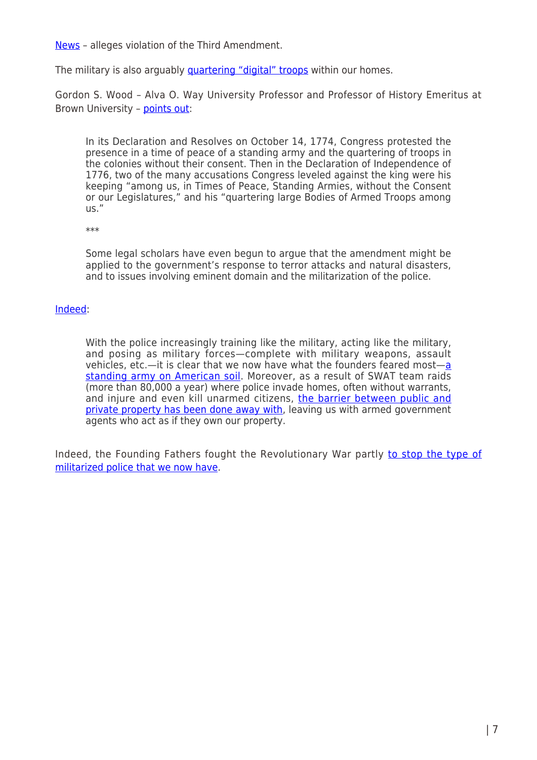News – alleges violation of the Third Amendment.

The military is also arguably quartering "digital" troops within our homes.

Gordon S. Wood – Alva O. Way University Professor and Professor of History Emeritus at Brown University – points out:

> In its Declaration and Resolves on October 14, 1774, Congress protested the presence in a time of peace of a standing army and the quartering of troops in the colonies without their consent. Then in the Declaration of Independence of 1776, two of the many accusations Congress leveled against the king were his keeping "among us, in Times of Peace, Standing Armies, without the Consent or our Legislatures," and his "quartering large Bodies of Armed Troops among us."
>
> ***
>
> Some legal scholars have even begun to argue that the amendment might be applied to the government's response to terror attacks and natural disasters, and to issues involving eminent domain and the militarization of the police.

Indeed:

> With the police increasingly training like the military, acting like the military, and posing as military forces—complete with military weapons, assault vehicles, etc.—it is clear that we now have what the founders feared most—a standing army on American soil. Moreover, as a result of SWAT team raids (more than 80,000 a year) where police invade homes, often without warrants, and injure and even kill unarmed citizens, the barrier between public and private property has been done away with, leaving us with armed government agents who act as if they own our property.

Indeed, the Founding Fathers fought the Revolutionary War partly to stop the type of militarized police that we now have.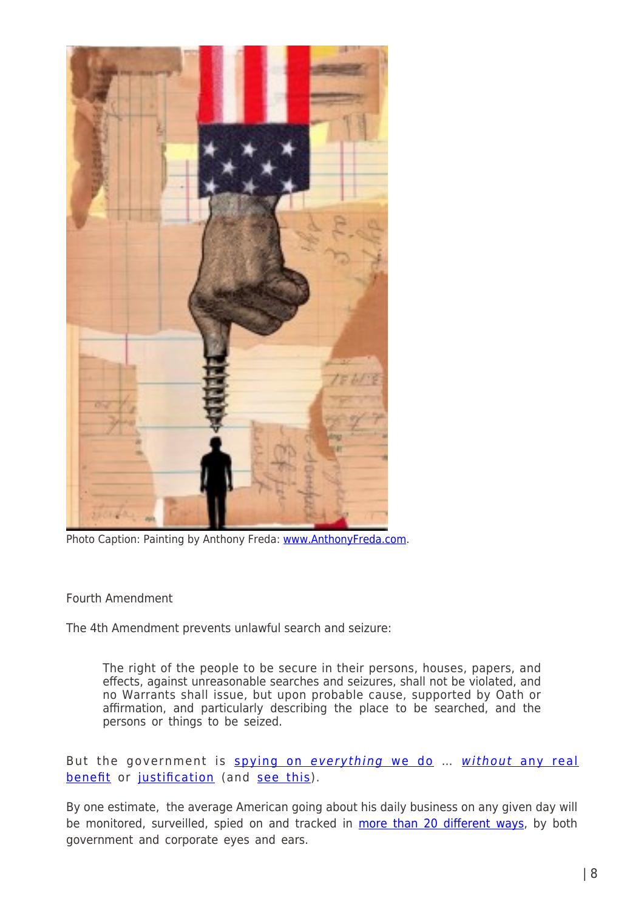Photo Caption: Painting by Anthony Freda: www.AnthonyFreda.com.

Fourth Amendment

The 4th Amendment prevents unlawful search and seizure:

> The right of the people to be secure in their persons, houses, papers, and effects, against unreasonable searches and seizures, shall not be violated, and no Warrants shall issue, but upon probable cause, supported by Oath or affirmation, and particularly describing the place to be searched, and the persons or things to be seized.

But the government is spying on *everything* we do … *without* any real benefit or justification (and see this).

By one estimate, the average American going about his daily business on any given day will be monitored, surveilled, spied on and tracked in more than 20 different ways, by both government and corporate eyes and ears.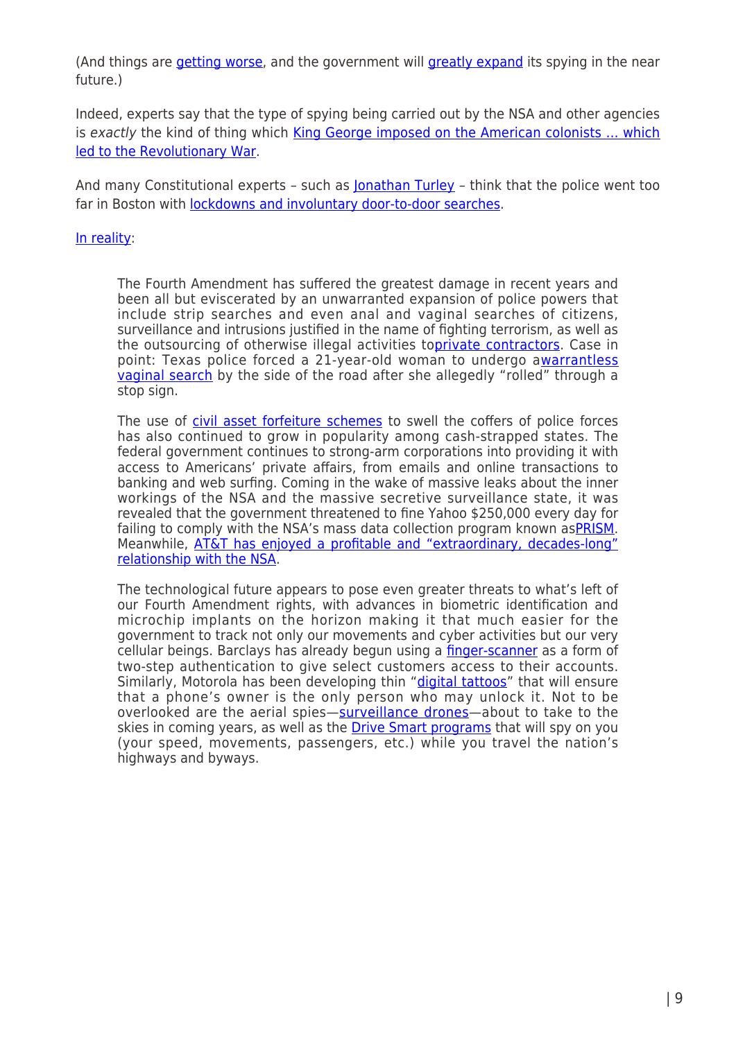(And things are getting worse, and the government will greatly expand its spying in the near future.)

Indeed, experts say that the type of spying being carried out by the NSA and other agencies is *exactly* the kind of thing which King George imposed on the American colonists … which led to the Revolutionary War.

And many Constitutional experts – such as Jonathan Turley – think that the police went too far in Boston with lockdowns and involuntary door-to-door searches.

In reality:

> The Fourth Amendment has suffered the greatest damage in recent years and been all but eviscerated by an unwarranted expansion of police powers that include strip searches and even anal and vaginal searches of citizens, surveillance and intrusions justified in the name of fighting terrorism, as well as the outsourcing of otherwise illegal activities toprivate contractors. Case in point: Texas police forced a 21-year-old woman to undergo awarrantless vaginal search by the side of the road after she allegedly "rolled" through a stop sign.
>
> The use of civil asset forfeiture schemes to swell the coffers of police forces has also continued to grow in popularity among cash-strapped states. The federal government continues to strong-arm corporations into providing it with access to Americans' private affairs, from emails and online transactions to banking and web surfing. Coming in the wake of massive leaks about the inner workings of the NSA and the massive secretive surveillance state, it was revealed that the government threatened to fine Yahoo $250,000 every day for failing to comply with the NSA's mass data collection program known asPRISM. Meanwhile, AT&T has enjoyed a profitable and "extraordinary, decades-long" relationship with the NSA.
>
> The technological future appears to pose even greater threats to what's left of our Fourth Amendment rights, with advances in biometric identification and microchip implants on the horizon making it that much easier for the government to track not only our movements and cyber activities but our very cellular beings. Barclays has already begun using a finger-scanner as a form of two-step authentication to give select customers access to their accounts. Similarly, Motorola has been developing thin "digital tattoos" that will ensure that a phone's owner is the only person who may unlock it. Not to be overlooked are the aerial spies—surveillance drones—about to take to the skies in coming years, as well as the Drive Smart programs that will spy on you (your speed, movements, passengers, etc.) while you travel the nation's highways and byways.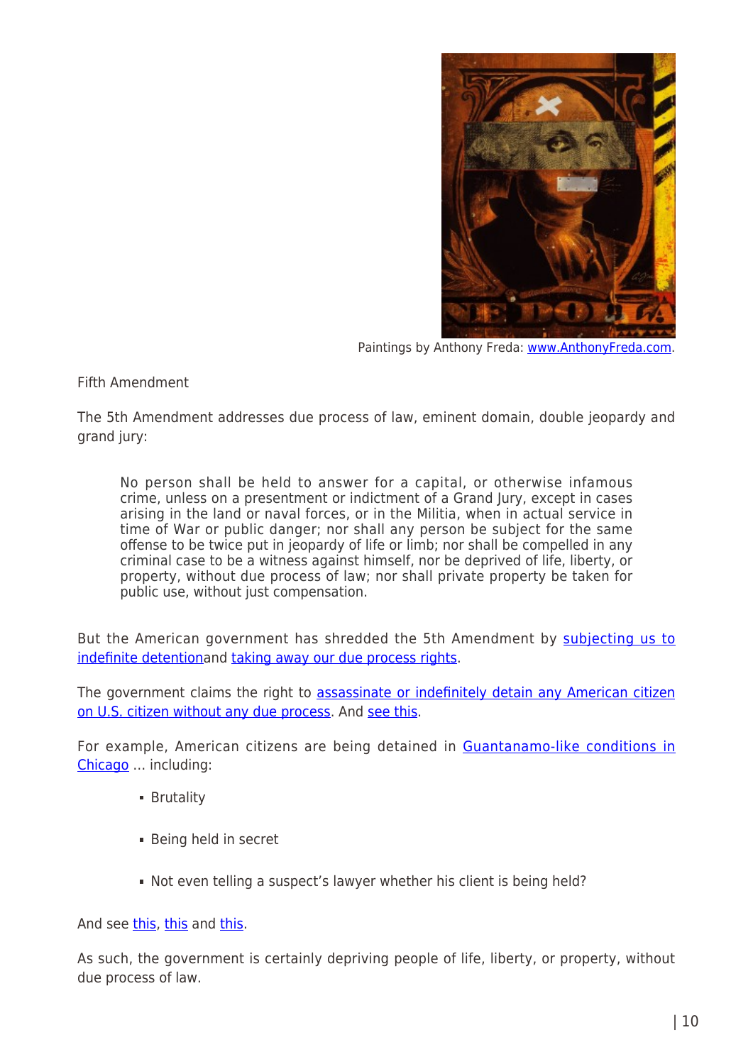Paintings by Anthony Freda: www.AnthonyFreda.com.

Fifth Amendment

The 5th Amendment addresses due process of law, eminent domain, double jeopardy and grand jury:

> No person shall be held to answer for a capital, or otherwise infamous crime, unless on a presentment or indictment of a Grand Jury, except in cases arising in the land or naval forces, or in the Militia, when in actual service in time of War or public danger; nor shall any person be subject for the same offense to be twice put in jeopardy of life or limb; nor shall be compelled in any criminal case to be a witness against himself, nor be deprived of life, liberty, or property, without due process of law; nor shall private property be taken for public use, without just compensation.

But the American government has shredded the 5th Amendment by subjecting us to indefinite detentionand taking away our due process rights.

The government claims the right to assassinate or indefinitely detain any American citizen on U.S. citizen without any due process. And see this.

For example, American citizens are being detained in Guantanamo-like conditions in Chicago … including:

- Brutality
- Being held in secret
- Not even telling a suspect's lawyer whether his client is being held?

And see this, this and this.

As such, the government is certainly depriving people of life, liberty, or property, without due process of law.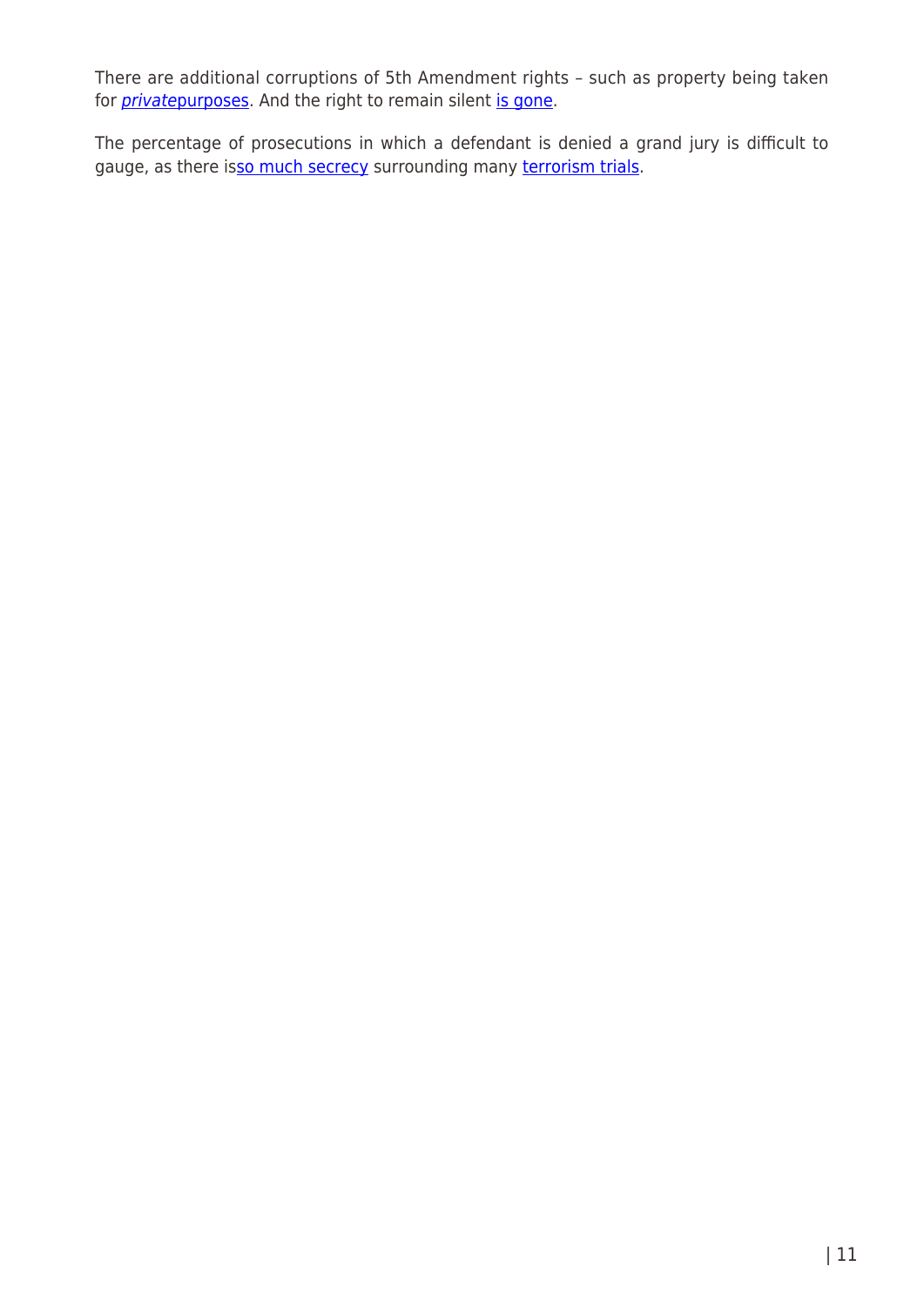There are additional corruptions of 5th Amendment rights – such as property being taken for *private*purposes. And the right to remain silent is gone.

The percentage of prosecutions in which a defendant is denied a grand jury is difficult to gauge, as there isso much secrecy surrounding many terrorism trials.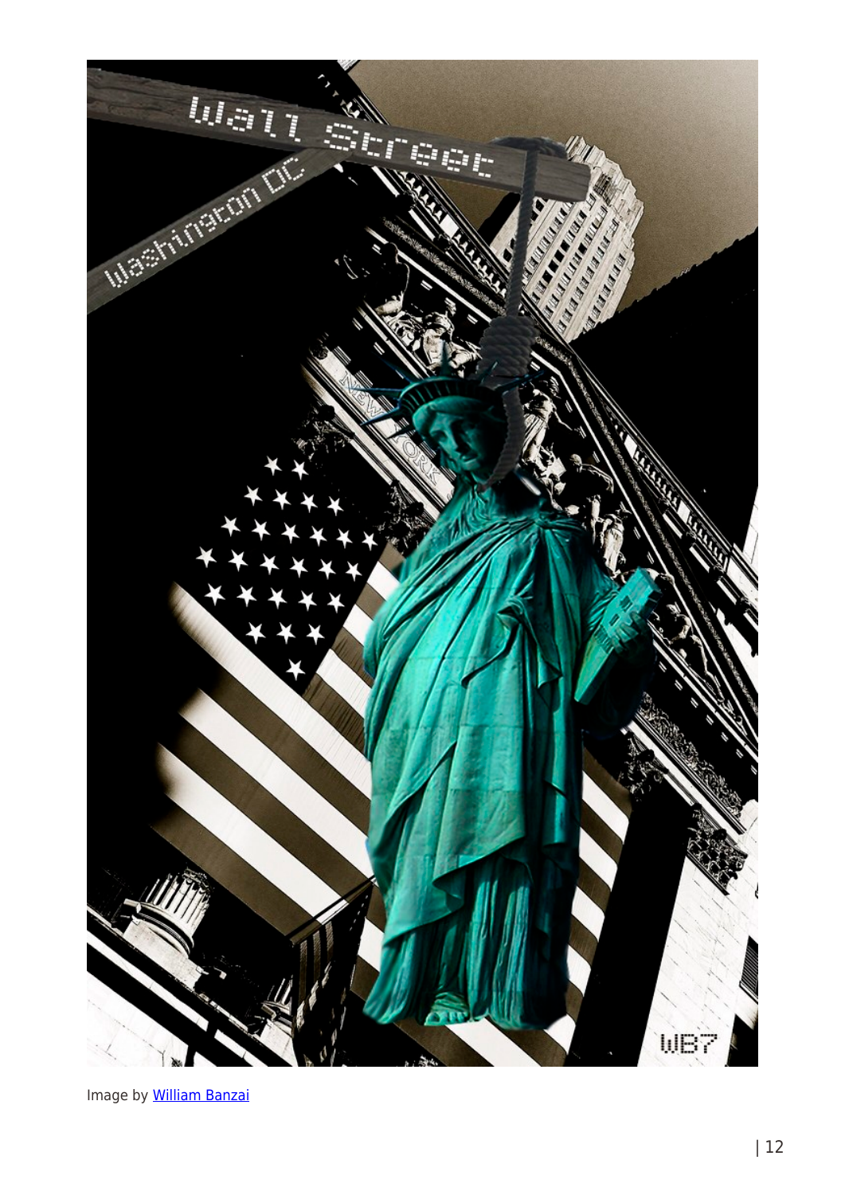Image by [William Banzai](William Banzai)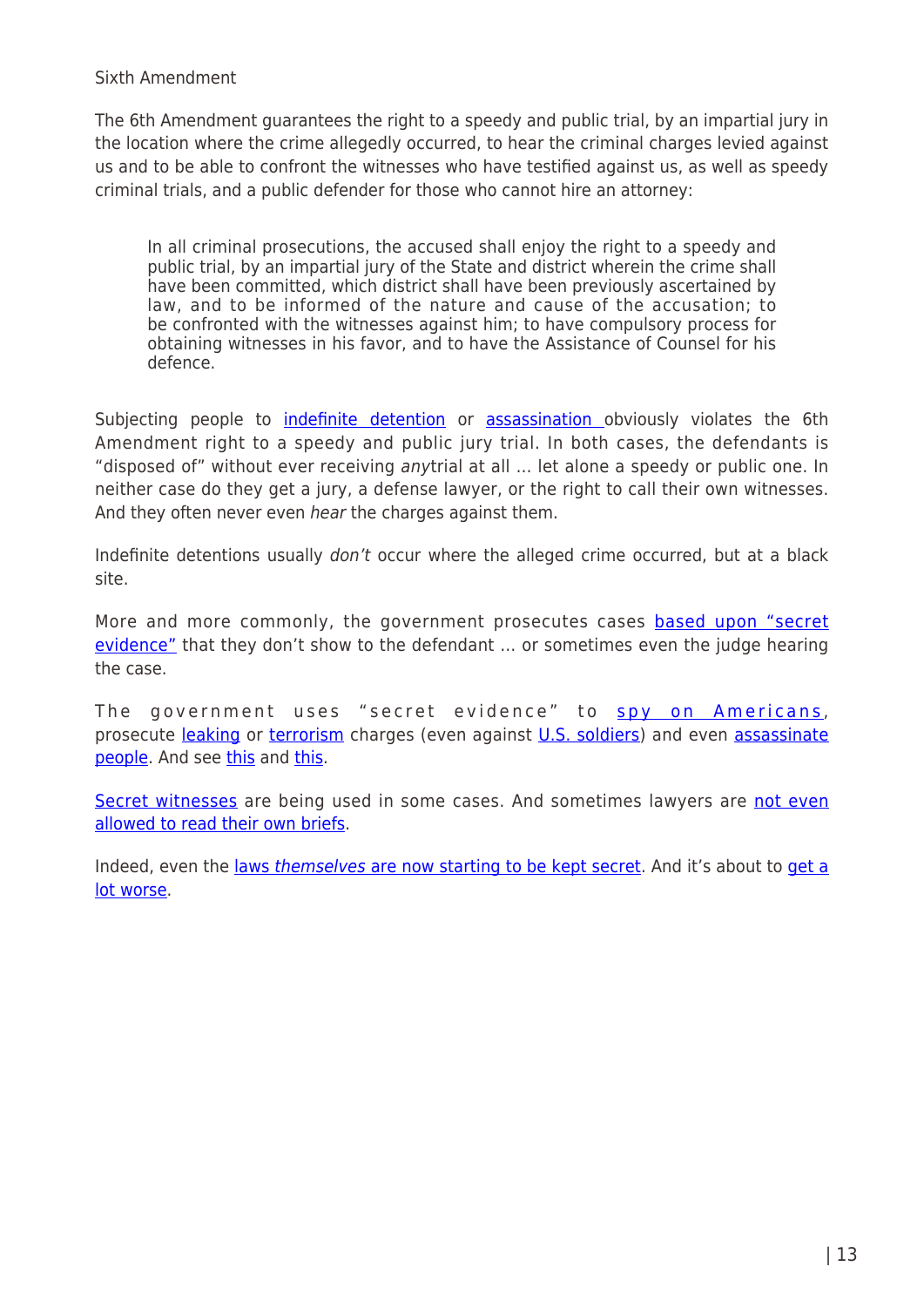Sixth Amendment

The 6th Amendment guarantees the right to a speedy and public trial, by an impartial jury in the location where the crime allegedly occurred, to hear the criminal charges levied against us and to be able to confront the witnesses who have testified against us, as well as speedy criminal trials, and a public defender for those who cannot hire an attorney:

> In all criminal prosecutions, the accused shall enjoy the right to a speedy and public trial, by an impartial jury of the State and district wherein the crime shall have been committed, which district shall have been previously ascertained by law, and to be informed of the nature and cause of the accusation; to be confronted with the witnesses against him; to have compulsory process for obtaining witnesses in his favor, and to have the Assistance of Counsel for his defence.

Subjecting people to indefinite detention or assassination obviously violates the 6th Amendment right to a speedy and public jury trial. In both cases, the defendants is "disposed of" without ever receiving *any*trial at all … let alone a speedy or public one. In neither case do they get a jury, a defense lawyer, or the right to call their own witnesses. And they often never even *hear* the charges against them.

Indefinite detentions usually *don't* occur where the alleged crime occurred, but at a black site.

More and more commonly, the government prosecutes cases based upon "secret evidence" that they don't show to the defendant … or sometimes even the judge hearing the case.

The government uses "secret evidence" to spy on Americans, prosecute leaking or terrorism charges (even against U.S. soldiers) and even assassinate people. And see this and this.

Secret witnesses are being used in some cases. And sometimes lawyers are not even allowed to read their own briefs.

Indeed, even the laws *themselves* are now starting to be kept secret. And it's about to get a lot worse.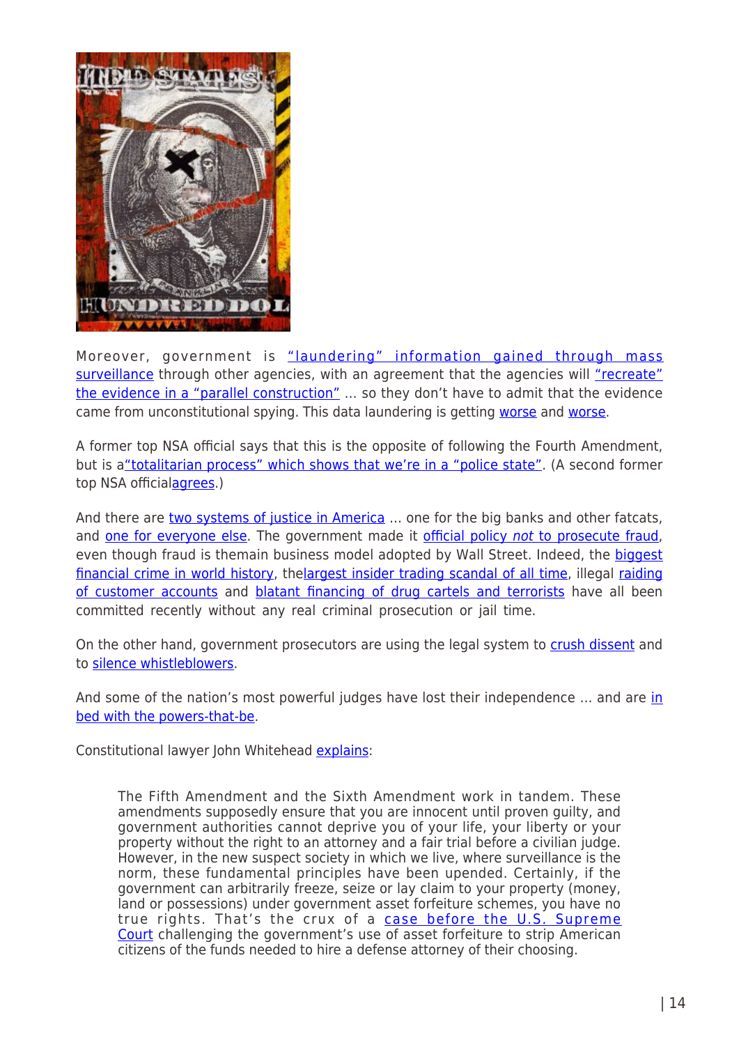Moreover, government is "laundering" information gained through mass surveillance through other agencies, with an agreement that the agencies will "recreate" the evidence in a "parallel construction" … so they don't have to admit that the evidence came from unconstitutional spying. This data laundering is getting worse and worse.

A former top NSA official says that this is the opposite of following the Fourth Amendment, but is a"totalitarian process" which shows that we're in a "police state". (A second former top NSA officialagrees.)

And there are two systems of justice in America … one for the big banks and other fatcats, and one for everyone else. The government made it official policy *not* to prosecute fraud, even though fraud is themain business model adopted by Wall Street. Indeed, the biggest financial crime in world history, thelargest insider trading scandal of all time, illegal raiding of customer accounts and blatant financing of drug cartels and terrorists have all been committed recently without any real criminal prosecution or jail time.

On the other hand, government prosecutors are using the legal system to crush dissent and to silence whistleblowers.

And some of the nation's most powerful judges have lost their independence … and are in bed with the powers-that-be.

Constitutional lawyer John Whitehead explains:

> The Fifth Amendment and the Sixth Amendment work in tandem. These amendments supposedly ensure that you are innocent until proven guilty, and government authorities cannot deprive you of your life, your liberty or your property without the right to an attorney and a fair trial before a civilian judge. However, in the new suspect society in which we live, where surveillance is the norm, these fundamental principles have been upended. Certainly, if the government can arbitrarily freeze, seize or lay claim to your property (money, land or possessions) under government asset forfeiture schemes, you have no true rights. That's the crux of a case before the U.S. Supreme Court challenging the government's use of asset forfeiture to strip American citizens of the funds needed to hire a defense attorney of their choosing.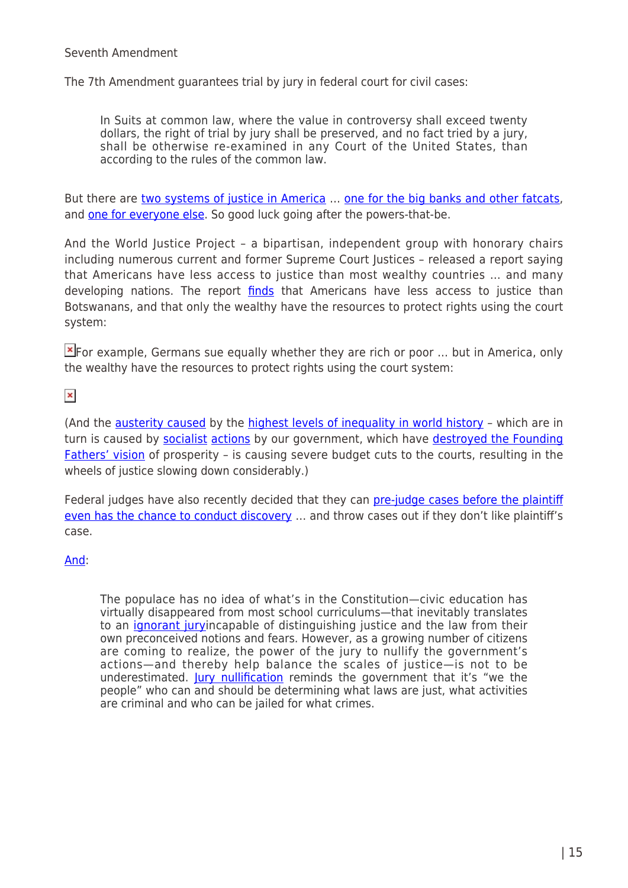Seventh Amendment

The 7th Amendment guarantees trial by jury in federal court for civil cases:

> In Suits at common law, where the value in controversy shall exceed twenty dollars, the right of trial by jury shall be preserved, and no fact tried by a jury, shall be otherwise re-examined in any Court of the United States, than according to the rules of the common law.

But there are two systems of justice in America … one for the big banks and other fatcats, and one for everyone else. So good luck going after the powers-that-be.

And the World Justice Project – a bipartisan, independent group with honorary chairs including numerous current and former Supreme Court Justices – released a report saying that Americans have less access to justice than most wealthy countries … and many developing nations. The report finds that Americans have less access to justice than Botswanans, and that only the wealthy have the resources to protect rights using the court system:

For example, Germans sue equally whether they are rich or poor … but in America, only the wealthy have the resources to protect rights using the court system:

(And the austerity caused by the highest levels of inequality in world history – which are in turn is caused by socialist actions by our government, which have destroyed the Founding Fathers' vision of prosperity – is causing severe budget cuts to the courts, resulting in the wheels of justice slowing down considerably.)

Federal judges have also recently decided that they can pre-judge cases before the plaintiff even has the chance to conduct discovery … and throw cases out if they don't like plaintiff's case.

And:

> The populace has no idea of what's in the Constitution—civic education has virtually disappeared from most school curriculums—that inevitably translates to an ignorant juryincapable of distinguishing justice and the law from their own preconceived notions and fears. However, as a growing number of citizens are coming to realize, the power of the jury to nullify the government's actions—and thereby help balance the scales of justice—is not to be underestimated. Jury nullification reminds the government that it's "we the people" who can and should be determining what laws are just, what activities are criminal and who can be jailed for what crimes.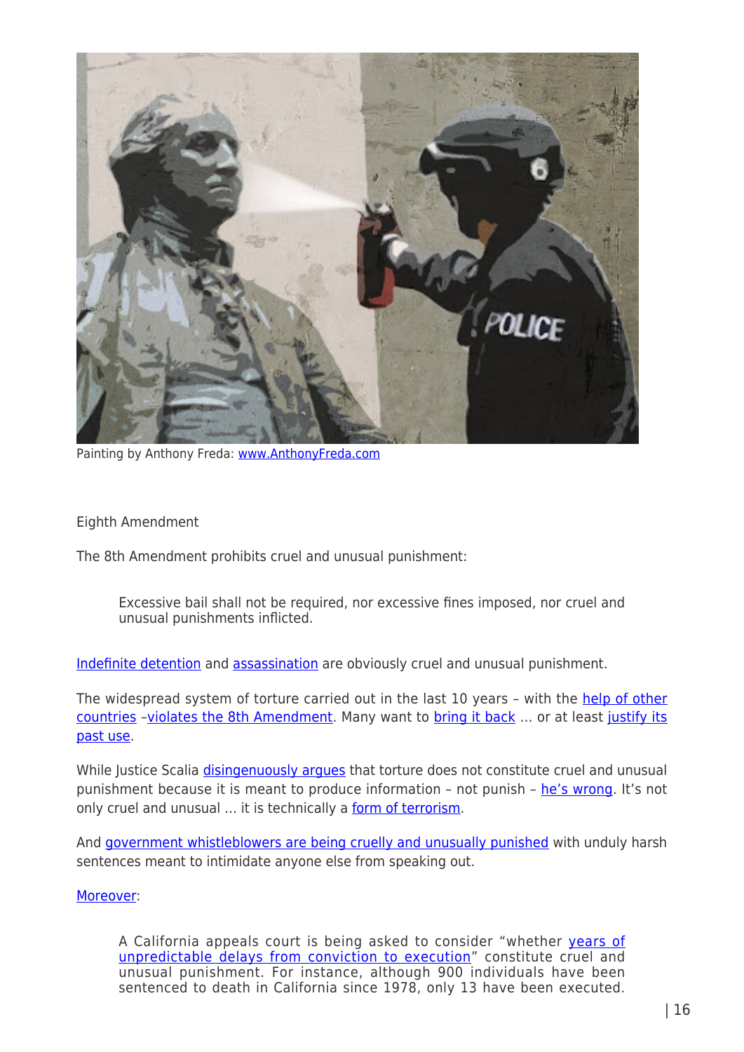Painting by Anthony Freda: www.AnthonyFreda.com

Eighth Amendment

The 8th Amendment prohibits cruel and unusual punishment:

> Excessive bail shall not be required, nor excessive fines imposed, nor cruel and unusual punishments inflicted.

Indefinite detention and assassination are obviously cruel and unusual punishment.

The widespread system of torture carried out in the last 10 years – with the help of other countries –violates the 8th Amendment. Many want to bring it back … or at least justify its past use.

While Justice Scalia disingenuously argues that torture does not constitute cruel and unusual punishment because it is meant to produce information – not punish – he's wrong. It's not only cruel and unusual … it is technically a form of terrorism.

And government whistleblowers are being cruelly and unusually punished with unduly harsh sentences meant to intimidate anyone else from speaking out.

Moreover:

> A California appeals court is being asked to consider "whether years of unpredictable delays from conviction to execution" constitute cruel and unusual punishment. For instance, although 900 individuals have been sentenced to death in California since 1978, only 13 have been executed.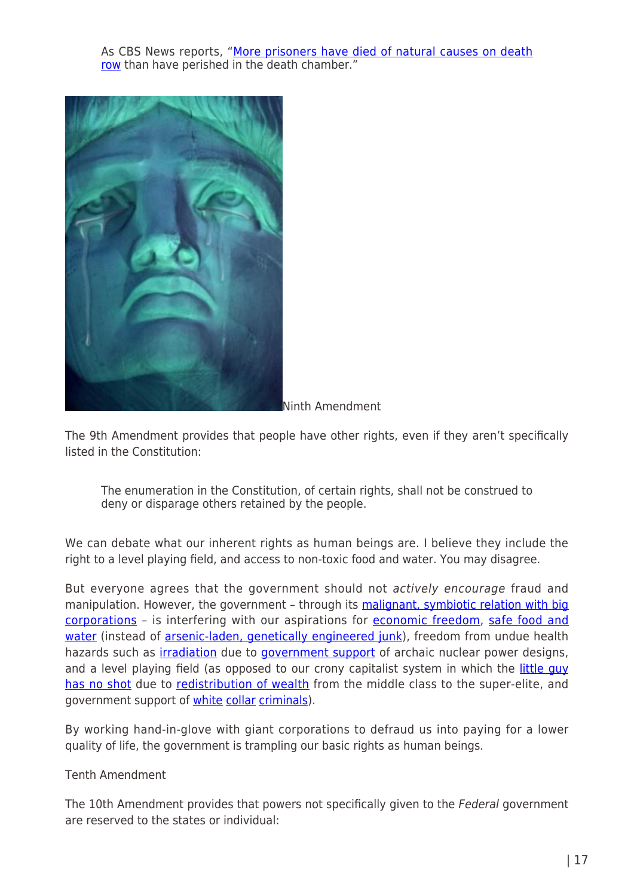> As CBS News reports, "More prisoners have died of natural causes on death row than have perished in the death chamber."

Ninth Amendment

The 9th Amendment provides that people have other rights, even if they aren't specifically listed in the Constitution:

> The enumeration in the Constitution, of certain rights, shall not be construed to deny or disparage others retained by the people.

We can debate what our inherent rights as human beings are. I believe they include the right to a level playing field, and access to non-toxic food and water. You may disagree.

But everyone agrees that the government should not *actively encourage* fraud and manipulation. However, the government – through its malignant, symbiotic relation with big corporations – is interfering with our aspirations for economic freedom, safe food and water (instead of arsenic-laden, genetically engineered junk), freedom from undue health hazards such as irradiation due to government support of archaic nuclear power designs, and a level playing field (as opposed to our crony capitalist system in which the little guy has no shot due to redistribution of wealth from the middle class to the super-elite, and government support of white collar criminals).

By working hand-in-glove with giant corporations to defraud us into paying for a lower quality of life, the government is trampling our basic rights as human beings.

Tenth Amendment

The 10th Amendment provides that powers not specifically given to the *Federal* government are reserved to the states or individual: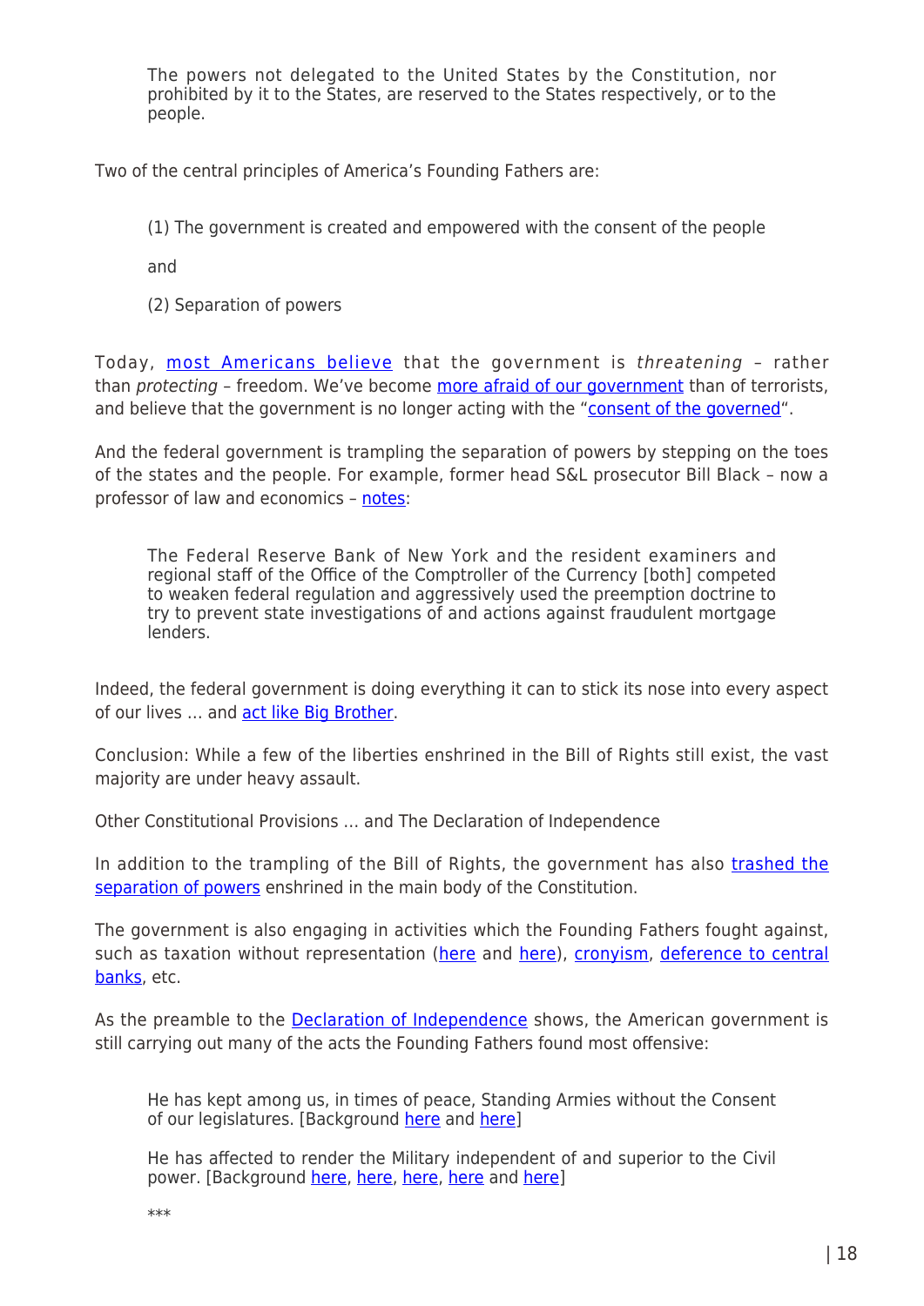> The powers not delegated to the United States by the Constitution, nor prohibited by it to the States, are reserved to the States respectively, or to the people.

Two of the central principles of America's Founding Fathers are:

> (1) The government is created and empowered with the consent of the people
>
> and
>
> (2) Separation of powers

Today, most Americans believe that the government is *threatening* – rather than *protecting* – freedom. We've become more afraid of our government than of terrorists, and believe that the government is no longer acting with the "consent of the governed".

And the federal government is trampling the separation of powers by stepping on the toes of the states and the people. For example, former head S&L prosecutor Bill Black – now a professor of law and economics – notes:

> The Federal Reserve Bank of New York and the resident examiners and regional staff of the Office of the Comptroller of the Currency [both] competed to weaken federal regulation and aggressively used the preemption doctrine to try to prevent state investigations of and actions against fraudulent mortgage lenders.

Indeed, the federal government is doing everything it can to stick its nose into every aspect of our lives … and act like Big Brother.

Conclusion: While a few of the liberties enshrined in the Bill of Rights still exist, the vast majority are under heavy assault.

Other Constitutional Provisions … and The Declaration of Independence

In addition to the trampling of the Bill of Rights, the government has also trashed the separation of powers enshrined in the main body of the Constitution.

The government is also engaging in activities which the Founding Fathers fought against, such as taxation without representation (here and here), cronyism, deference to central banks, etc.

As the preamble to the Declaration of Independence shows, the American government is still carrying out many of the acts the Founding Fathers found most offensive:

> He has kept among us, in times of peace, Standing Armies without the Consent of our legislatures. [Background here and here]
>
> He has affected to render the Military independent of and superior to the Civil power. [Background here, here, here, here and here]
>
> ***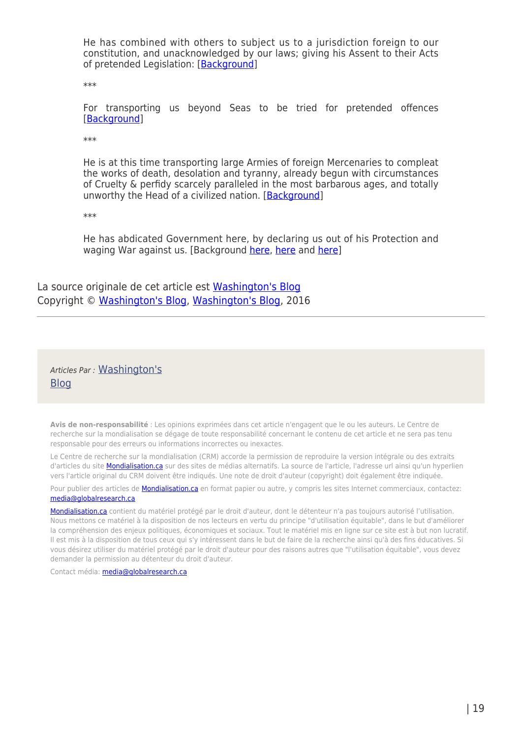He has combined with others to subject us to a jurisdiction foreign to our constitution, and unacknowledged by our laws; giving his Assent to their Acts of pretended Legislation: [Background]

***

For transporting us beyond Seas to be tried for pretended offences [Background]

***

He is at this time transporting large Armies of foreign Mercenaries to compleat the works of death, desolation and tyranny, already begun with circumstances of Cruelty & perfidy scarcely paralleled in the most barbarous ages, and totally unworthy the Head of a civilized nation. [Background]

***

He has abdicated Government here, by declaring us out of his Protection and waging War against us. [Background here, here and here]

La source originale de cet article est Washington's Blog
Copyright © Washington's Blog, Washington's Blog, 2016

---

*Articles Par :* Washington's Blog

**Avis de non-responsabilité** : Les opinions exprimées dans cet article n'engagent que le ou les auteurs. Le Centre de recherche sur la mondialisation se dégage de toute responsabilité concernant le contenu de cet article et ne sera pas tenu responsable pour des erreurs ou informations incorrectes ou inexactes.

Le Centre de recherche sur la mondialisation (CRM) accorde la permission de reproduire la version intégrale ou des extraits d'articles du site Mondialisation.ca sur des sites de médias alternatifs. La source de l'article, l'adresse url ainsi qu'un hyperlien vers l'article original du CRM doivent être indiqués. Une note de droit d'auteur (copyright) doit également être indiquée.

Pour publier des articles de Mondialisation.ca en format papier ou autre, y compris les sites Internet commerciaux, contactez: media@globalresearch.ca

Mondialisation.ca contient du matériel protégé par le droit d'auteur, dont le détenteur n'a pas toujours autorisé l'utilisation. Nous mettons ce matériel à la disposition de nos lecteurs en vertu du principe "d'utilisation équitable", dans le but d'améliorer la compréhension des enjeux politiques, économiques et sociaux. Tout le matériel mis en ligne sur ce site est à but non lucratif. Il est mis à la disposition de tous ceux qui s'y intéressent dans le but de faire de la recherche ainsi qu'à des fins éducatives. Si vous désirez utiliser du matériel protégé par le droit d'auteur pour des raisons autres que "l'utilisation équitable", vous devez demander la permission au détenteur du droit d'auteur.

Contact média: media@globalresearch.ca